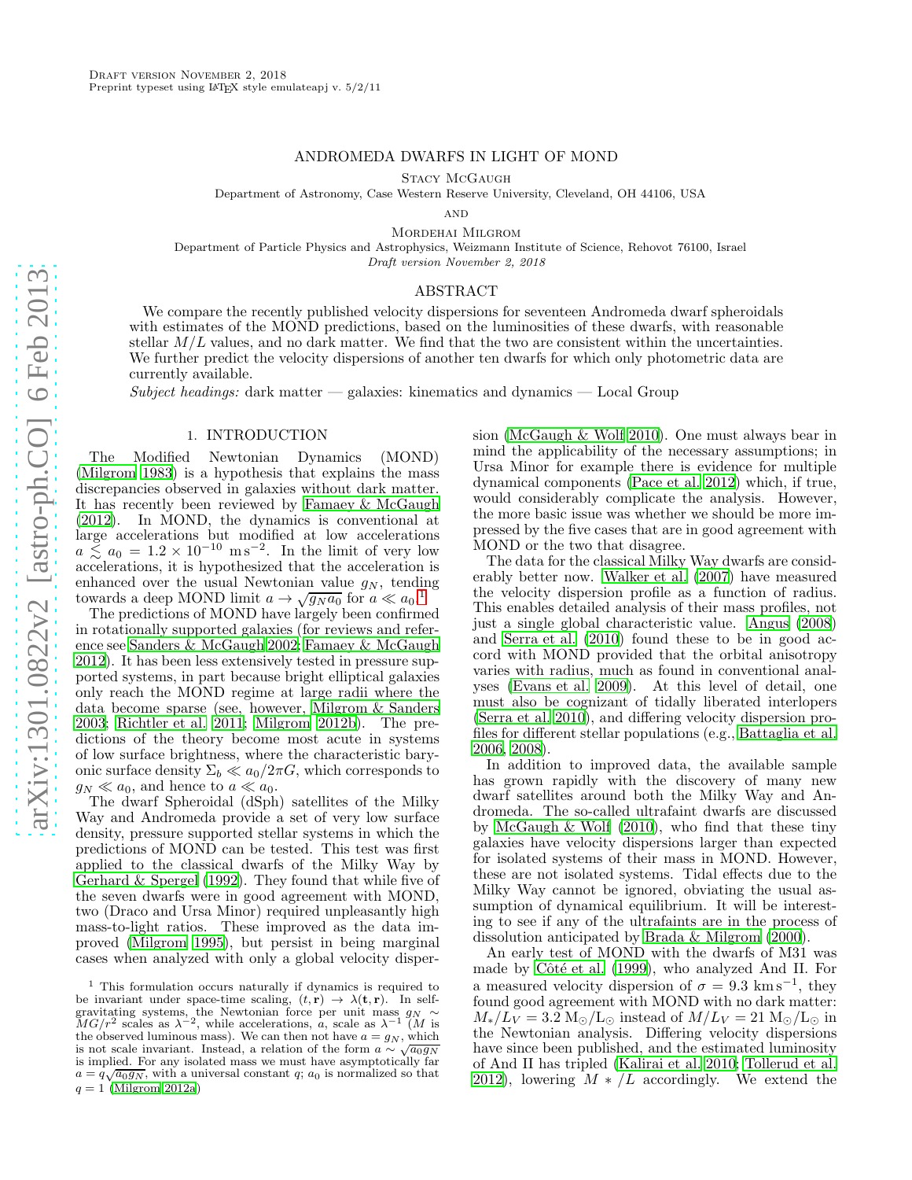# ANDROMEDA DWARFS IN LIGHT OF MOND

Stacy McGaugh

Department of Astronomy, Case Western Reserve University, Cleveland, OH 44106, USA

and

Mordehai Milgrom

Department of Particle Physics and Astrophysics, Weizmann Institute of Science, Rehovot 76100, Israel

*Draft version November 2, 2018*

## ABSTRACT

We compare the recently published velocity dispersions for seventeen Andromeda dwarf spheroidals with estimates of the MOND predictions, based on the luminosities of these dwarfs, with reasonable stellar $M/L$ values, and no dark matter. We find that the two are consistent within the uncertainties. We further predict the velocity dispersions of another ten dwarfs for which only photometric data are currently available.

*Subject headings:* dark matter — galaxies: kinematics and dynamics — Local Group

## 1. INTRODUCTION

The Modified Newtonian Dynamics (MOND) (Milgrom 1983) is a hypothesis that explains the mass discrepancies observed in galaxies without dark matter. It has recently been reviewed by Famaey & McGaugh (2012). In MOND, the dynamics is conventional at large accelerations but modified at low accelerations $a \lesssim a_0 = 1.2 \times 10^{-10}$ m s$^{-2}$. In the limit of very low accelerations, it is hypothesized that the acceleration is enhanced over the usual Newtonian value $g_N$, tending towards a deep MOND limit $a \to \sqrt{g_N a_0}$ for $a \ll a_0$.[1]

The predictions of MOND have largely been confirmed in rotationally supported galaxies (for reviews and reference see Sanders & McGaugh 2002; Famaey & McGaugh 2012). It has been less extensively tested in pressure supported systems, in part because bright elliptical galaxies only reach the MOND regime at large radii where the data become sparse (see, however, Milgrom & Sanders 2003; Richtler et al. 2011; Milgrom 2012b). The predictions of the theory become most acute in systems of low surface brightness, where the characteristic baryonic surface density $\Sigma_b \ll a_0/2\pi G$, which corresponds to $g_N \ll a_0$, and hence to $a \ll a_0$.

The dwarf Spheroidal (dSph) satellites of the Milky Way and Andromeda provide a set of very low surface density, pressure supported stellar systems in which the predictions of MOND can be tested. This test was first applied to the classical dwarfs of the Milky Way by Gerhard & Spergel (1992). They found that while five of the seven dwarfs were in good agreement with MOND, two (Draco and Ursa Minor) required unpleasantly high mass-to-light ratios. These improved as the data improved (Milgrom 1995), but persist in being marginal cases when analyzed with only a global velocity dispersion (McGaugh & Wolf 2010). One must always bear in mind the applicability of the necessary assumptions; in Ursa Minor for example there is evidence for multiple dynamical components (Pace et al. 2012) which, if true, would considerably complicate the analysis. However, the more basic issue was whether we should be more impressed by the five cases that are in good agreement with MOND or the two that disagree.

The data for the classical Milky Way dwarfs are considerably better now. Walker et al. (2007) have measured the velocity dispersion profile as a function of radius. This enables detailed analysis of their mass profiles, not just a single global characteristic value. Angus (2008) and Serra et al. (2010) found these to be in good accord with MOND provided that the orbital anisotropy varies with radius, much as found in conventional analyses (Evans et al. 2009). At this level of detail, one must also be cognizant of tidally liberated interlopers (Serra et al. 2010), and differing velocity dispersion profiles for different stellar populations (e.g., Battaglia et al. 2006, 2008).

In addition to improved data, the available sample has grown rapidly with the discovery of many new dwarf satellites around both the Milky Way and Andromeda. The so-called ultrafaint dwarfs are discussed by McGaugh & Wolf (2010), who find that these tiny galaxies have velocity dispersions larger than expected for isolated systems of their mass in MOND. However, these are not isolated systems. Tidal effects due to the Milky Way cannot be ignored, obviating the usual assumption of dynamical equilibrium. It will be interesting to see if any of the ultrafaints are in the process of dissolution anticipated by Brada & Milgrom (2000).

An early test of MOND with the dwarfs of M31 was made by Côté et al. (1999), who analyzed And II. For a measured velocity dispersion of $\sigma = 9.3$ km s$^{-1}$, they found good agreement with MOND with no dark matter: $M_*/L_V = 3.2$ M$_\odot$/L$_\odot$ instead of $M/L_V = 21$ M$_\odot$/L$_\odot$ in the Newtonian analysis. Differing velocity dispersions have since been published, and the estimated luminosity of And II has tripled (Kalirai et al. 2010; Tollerud et al. 2012), lowering $M*/L$ accordingly. We extend the

[1] This formulation occurs naturally if dynamics is required to be invariant under space-time scaling, $(t, \mathbf{r}) \to \lambda(\mathbf{t}, \mathbf{r})$. In self-gravitating systems, the Newtonian force per unit mass $g_N \sim MG/r^2$ scales as $\lambda^{-2}$, while accelerations, $a$, scale as $\lambda^{-1}$ ($M$ is the observed luminous mass). We can then not have $a = g_N$, which is not scale invariant. Instead, a relation of the form $a \sim \sqrt{a_0 g_N}$ is implied. For any isolated mass we must have asymptotically far $a = q\sqrt{a_0 g_N}$, with a universal constant $q$; $a_0$ is normalized so that $q = 1$ (Milgrom 2012a)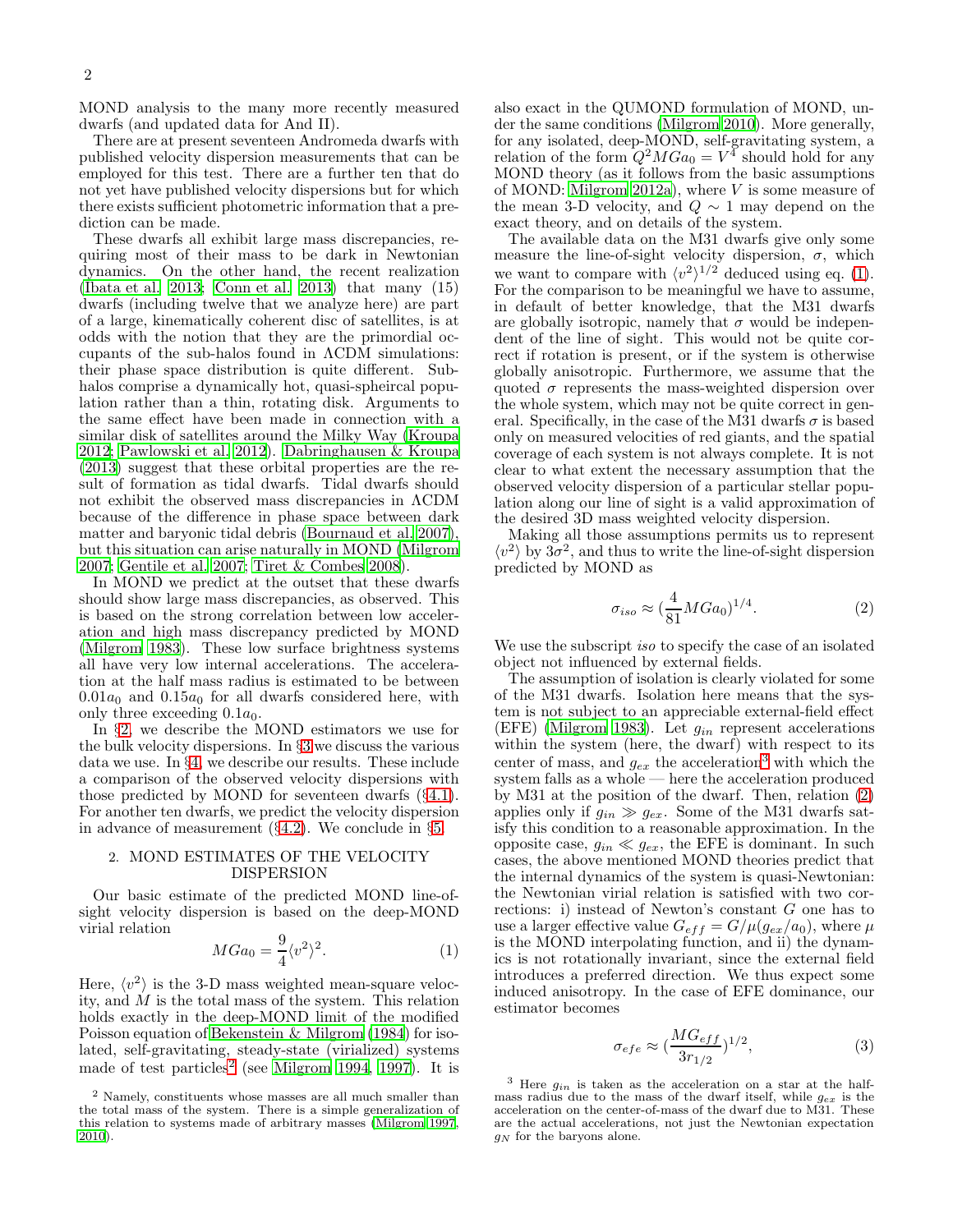MOND analysis to the many more recently measured dwarfs (and updated data for And II).

There are at present seventeen Andromeda dwarfs with published velocity dispersion measurements that can be employed for this test. There are a further ten that do not yet have published velocity dispersions but for which there exists sufficient photometric information that a prediction can be made.

These dwarfs all exhibit large mass discrepancies, requiring most of their mass to be dark in Newtonian dynamics. On the other hand, the recent realization (Ibata et al. 2013; Conn et al. 2013) that many (15) dwarfs (including twelve that we analyze here) are part of a large, kinematically coherent disc of satellites, is at odds with the notion that they are the primordial occupants of the sub-halos found in ΛCDM simulations: their phase space distribution is quite different. Subhalos comprise a dynamically hot, quasi-spheircal population rather than a thin, rotating disk. Arguments to the same effect have been made in connection with a similar disk of satellites around the Milky Way (Kroupa 2012; Pawlowski et al. 2012). Dabringhausen & Kroupa (2013) suggest that these orbital properties are the result of formation as tidal dwarfs. Tidal dwarfs should not exhibit the observed mass discrepancies in ΛCDM because of the difference in phase space between dark matter and baryonic tidal debris (Bournaud et al. 2007), but this situation can arise naturally in MOND (Milgrom 2007; Gentile et al. 2007; Tiret & Combes 2008).

In MOND we predict at the outset that these dwarfs should show large mass discrepancies, as observed. This is based on the strong correlation between low acceleration and high mass discrepancy predicted by MOND (Milgrom 1983). These low surface brightness systems all have very low internal accelerations. The acceleration at the half mass radius is estimated to be between $0.01a_0$ and $0.15a_0$ for all dwarfs considered here, with only three exceeding $0.1a_0$.

In §2, we describe the MOND estimators we use for the bulk velocity dispersions. In §3 we discuss the various data we use. In §4, we describe our results. These include a comparison of the observed velocity dispersions with those predicted by MOND for seventeen dwarfs (§4.1). For another ten dwarfs, we predict the velocity dispersion in advance of measurement (§4.2). We conclude in §5.

## 2. MOND ESTIMATES OF THE VELOCITY DISPERSION

Our basic estimate of the predicted MOND line-of-sight velocity dispersion is based on the deep-MOND virial relation

$$MGa_0 = \frac{9}{4}\langle v^2\rangle^2. \tag{1}$$

Here, $\langle v^2\rangle$ is the 3-D mass weighted mean-square velocity, and $M$ is the total mass of the system. This relation holds exactly in the deep-MOND limit of the modified Poisson equation of Bekenstein & Milgrom (1984) for isolated, self-gravitating, steady-state (virialized) systems made of test particles[2] (see Milgrom 1994, 1997). It is also exact in the QUMOND formulation of MOND, under the same conditions (Milgrom 2010). More generally, for any isolated, deep-MOND, self-gravitating system, a relation of the form $Q^2MGa_0 = V^4$ should hold for any MOND theory (as it follows from the basic assumptions of MOND: Milgrom 2012a), where $V$ is some measure of the mean 3-D velocity, and $Q \sim 1$ may depend on the exact theory, and on details of the system.

The available data on the M31 dwarfs give only some measure the line-of-sight velocity dispersion, $\sigma$, which we want to compare with $\langle v^2\rangle^{1/2}$ deduced using eq. (1). For the comparison to be meaningful we have to assume, in default of better knowledge, that the M31 dwarfs are globally isotropic, namely that $\sigma$ would be independent of the line of sight. This would not be quite correct if rotation is present, or if the system is otherwise globally anisotropic. Furthermore, we assume that the quoted $\sigma$ represents the mass-weighted dispersion over the whole system, which may not be quite correct in general. Specifically, in the case of the M31 dwarfs $\sigma$ is based only on measured velocities of red giants, and the spatial coverage of each system is not always complete. It is not clear to what extent the necessary assumption that the observed velocity dispersion of a particular stellar population along our line of sight is a valid approximation of the desired 3D mass weighted velocity dispersion.

Making all those assumptions permits us to represent $\langle v^2\rangle$ by $3\sigma^2$, and thus to write the line-of-sight dispersion predicted by MOND as

$$\sigma_{iso} \approx (\frac{4}{81}MGa_0)^{1/4}. \tag{2}$$

We use the subscript *iso* to specify the case of an isolated object not influenced by external fields.

The assumption of isolation is clearly violated for some of the M31 dwarfs. Isolation here means that the system is not subject to an appreciable external-field effect (EFE) (Milgrom 1983). Let $g_{in}$ represent accelerations within the system (here, the dwarf) with respect to its center of mass, and $g_{ex}$ the acceleration[3] with which the system falls as a whole — here the acceleration produced by M31 at the position of the dwarf. Then, relation (2) applies only if $g_{in} \gg g_{ex}$. Some of the M31 dwarfs satisfy this condition to a reasonable approximation. In the opposite case, $g_{in} \ll g_{ex}$, the EFE is dominant. In such cases, the above mentioned MOND theories predict that the internal dynamics of the system is quasi-Newtonian: the Newtonian virial relation is satisfied with two corrections: i) instead of Newton's constant $G$ one has to use a larger effective value $G_{eff} = G/\mu(g_{ex}/a_0)$, where $\mu$ is the MOND interpolating function, and ii) the dynamics is not rotationally invariant, since the external field introduces a preferred direction. We thus expect some induced anisotropy. In the case of EFE dominance, our estimator becomes

$$\sigma_{efe} \approx (\frac{MG_{eff}}{3r_{1/2}})^{1/2}, \tag{3}$$

[2] Namely, constituents whose masses are all much smaller than the total mass of the system. There is a simple generalization of this relation to systems made of arbitrary masses (Milgrom 1997, 2010).

[3] Here $g_{in}$ is taken as the acceleration on a star at the half-mass radius due to the mass of the dwarf itself, while $g_{ex}$ is the acceleration on the center-of-mass of the dwarf due to M31. These are the actual accelerations, not just the Newtonian expectation $g_N$ for the baryons alone.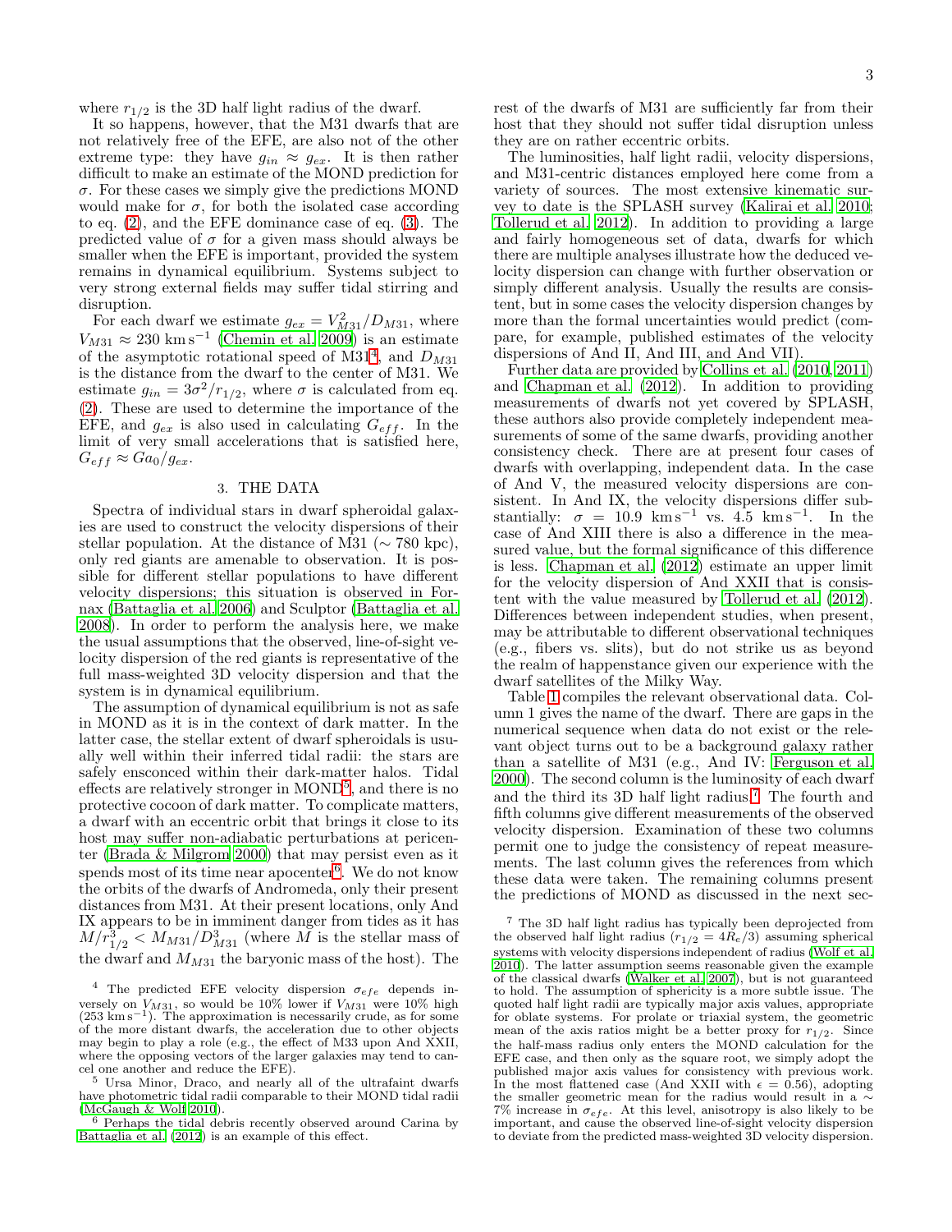where $r_{1/2}$ is the 3D half light radius of the dwarf.

It so happens, however, that the M31 dwarfs that are not relatively free of the EFE, are also not of the other extreme type: they have $g_{in} \approx g_{ex}$. It is then rather difficult to make an estimate of the MOND prediction for $\sigma$. For these cases we simply give the predictions MOND would make for $\sigma$, for both the isolated case according to eq. (2), and the EFE dominance case of eq. (3). The predicted value of $\sigma$ for a given mass should always be smaller when the EFE is important, provided the system remains in dynamical equilibrium. Systems subject to very strong external fields may suffer tidal stirring and disruption.

For each dwarf we estimate $g_{ex} = V_{M31}^2/D_{M31}$, where $V_{M31} \approx 230$ km s$^{-1}$ (Chemin et al. 2009) is an estimate of the asymptotic rotational speed of M31[4], and $D_{M31}$ is the distance from the dwarf to the center of M31. We estimate $g_{in} = 3\sigma^2/r_{1/2}$, where $\sigma$ is calculated from eq. (2). These are used to determine the importance of the EFE, and $g_{ex}$ is also used in calculating $G_{eff}$. In the limit of very small accelerations that is satisfied here, $G_{eff} \approx Ga_0/g_{ex}$.

## 3. THE DATA

Spectra of individual stars in dwarf spheroidal galaxies are used to construct the velocity dispersions of their stellar population. At the distance of M31 ($\sim$ 780 kpc), only red giants are amenable to observation. It is possible for different stellar populations to have different velocity dispersions; this situation is observed in Fornax (Battaglia et al. 2006) and Sculptor (Battaglia et al. 2008). In order to perform the analysis here, we make the usual assumptions that the observed, line-of-sight velocity dispersion of the red giants is representative of the full mass-weighted 3D velocity dispersion and that the system is in dynamical equilibrium.

The assumption of dynamical equilibrium is not as safe in MOND as it is in the context of dark matter. In the latter case, the stellar extent of dwarf spheroidals is usually well within their inferred tidal radii: the stars are safely ensconced within their dark-matter halos. Tidal effects are relatively stronger in MOND[5], and there is no protective cocoon of dark matter. To complicate matters, a dwarf with an eccentric orbit that brings it close to its host may suffer non-adiabatic perturbations at pericenter (Brada & Milgrom 2000) that may persist even as it spends most of its time near apocenter[6]. We do not know the orbits of the dwarfs of Andromeda, only their present distances from M31. At their present locations, only And IX appears to be in imminent danger from tides as it has $M/r_{1/2}^3 < M_{M31}/D_{M31}^3$ (where $M$ is the stellar mass of the dwarf and $M_{M31}$ the baryonic mass of the host). The rest of the dwarfs of M31 are sufficiently far from their host that they should not suffer tidal disruption unless they are on rather eccentric orbits.

The luminosities, half light radii, velocity dispersions, and M31-centric distances employed here come from a variety of sources. The most extensive kinematic survey to date is the SPLASH survey (Kalirai et al. 2010; Tollerud et al. 2012). In addition to providing a large and fairly homogeneous set of data, dwarfs for which there are multiple analyses illustrate how the deduced velocity dispersion can change with further observation or simply different analysis. Usually the results are consistent, but in some cases the velocity dispersion changes by more than the formal uncertainties would predict (compare, for example, published estimates of the velocity dispersions of And II, And III, and And VII).

Further data are provided by Collins et al. (2010, 2011) and Chapman et al. (2012). In addition to providing measurements of dwarfs not yet covered by SPLASH, these authors also provide completely independent measurements of some of the same dwarfs, providing another consistency check. There are at present four cases of dwarfs with overlapping, independent data. In the case of And V, the measured velocity dispersions are consistent. In And IX, the velocity dispersions differ substantially: $\sigma = 10.9$ km s$^{-1}$ vs. 4.5 km s$^{-1}$. In the case of And XIII there is also a difference in the measured value, but the formal significance of this difference is less. Chapman et al. (2012) estimate an upper limit for the velocity dispersion of And XXII that is consistent with the value measured by Tollerud et al. (2012). Differences between independent studies, when present, may be attributable to different observational techniques (e.g., fibers vs. slits), but do not strike us as beyond the realm of happenstance given our experience with the dwarf satellites of the Milky Way.

Table 1 compiles the relevant observational data. Column 1 gives the name of the dwarf. There are gaps in the numerical sequence when data do not exist or the relevant object turns out to be a background galaxy rather than a satellite of M31 (e.g., And IV: Ferguson et al. 2000). The second column is the luminosity of each dwarf and the third its 3D half light radius.[7] The fourth and fifth columns give different measurements of the observed velocity dispersion. Examination of these two columns permit one to judge the consistency of repeat measurements. The last column gives the references from which these data were taken. The remaining columns present the predictions of MOND as discussed in the next sec-

[4] The predicted EFE velocity dispersion $\sigma_{efe}$ depends inversely on $V_{M31}$, so would be 10% lower if $V_{M31}$ were 10% high (253 km s$^{-1}$). The approximation is necessarily crude, as for some of the more distant dwarfs, the acceleration due to other objects may begin to play a role (e.g., the effect of M33 upon And XXII, where the opposing vectors of the larger galaxies may tend to cancel one another and reduce the EFE).

[5] Ursa Minor, Draco, and nearly all of the ultrafaint dwarfs have photometric tidal radii comparable to their MOND tidal radii (McGaugh & Wolf 2010).

[6] Perhaps the tidal debris recently observed around Carina by Battaglia et al. (2012) is an example of this effect.

[7] The 3D half light radius has typically been deprojected from the observed half light radius ($r_{1/2} = 4R_e/3$) assuming spherical systems with velocity dispersions independent of radius (Wolf et al. 2010). The latter assumption seems reasonable given the example of the classical dwarfs (Walker et al. 2007), but is not guaranteed to hold. The assumption of sphericity is a more subtle issue. The quoted half light radii are typically major axis values, appropriate for oblate systems. For prolate or triaxial system, the geometric mean of the axis ratios might be a better proxy for $r_{1/2}$. Since the half-mass radius only enters the MOND calculation for the EFE case, and then only as the square root, we simply adopt the published major axis values for consistency with previous work. In the most flattened case (And XXII with $\epsilon = 0.56$), adopting the smaller geometric mean for the radius would result in a $\sim$ 7% increase in $\sigma_{efe}$. At this level, anisotropy is also likely to be important, and cause the observed line-of-sight velocity dispersion to deviate from the predicted mass-weighted 3D velocity dispersion.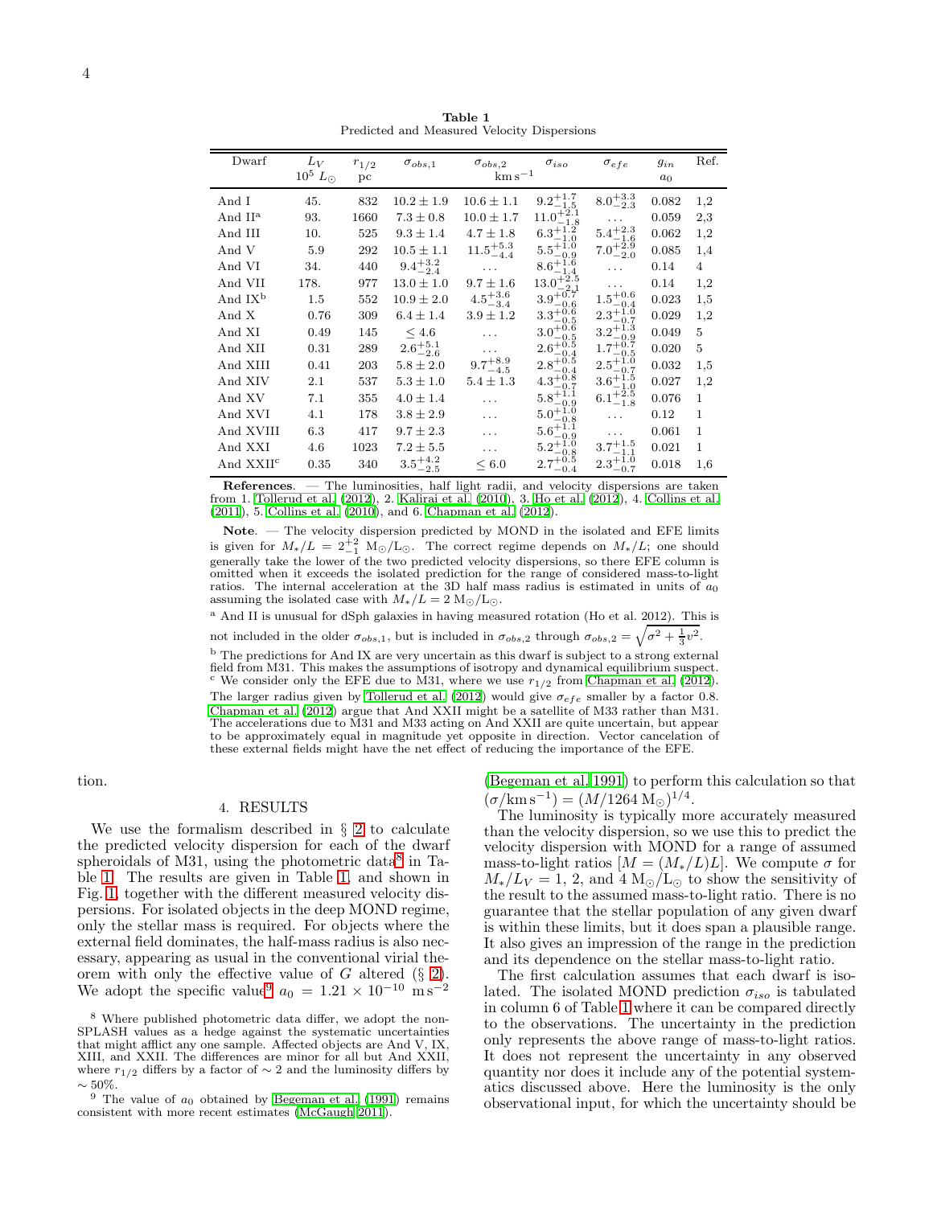**Table 1**
Predicted and Measured Velocity Dispersions

| Dwarf | $L_V$ $10^5\ L_\odot$ | $r_{1/2}$ pc | $\sigma_{obs,1}$ | $\sigma_{obs,2}$ | $\sigma_{iso}$ $\mathrm{km\,s^{-1}}$ | $\sigma_{efe}$ | $g_{in}$ $a_0$ | Ref. |
|---|---|---|---|---|---|---|---|---|
| And I | 45. | 832 | $10.2 \pm 1.9$ | $10.6 \pm 1.1$ | $9.2^{+1.7}_{-1.5}$ | $8.0^{+3.3}_{-2.3}$ | 0.082 | 1,2 |
| And II[a] | 93. | 1660 | $7.3 \pm 0.8$ | $10.0 \pm 1.7$ | $11.0^{+2.1}_{-1.8}$ | ... | 0.059 | 2,3 |
| And III | 10. | 525 | $9.3 \pm 1.4$ | $4.7 \pm 1.8$ | $6.3^{+1.2}_{-1.0}$ | $5.4^{+2.3}_{-1.6}$ | 0.062 | 1,2 |
| And V | 5.9 | 292 | $10.5 \pm 1.1$ | $11.5^{+5.3}_{-4.4}$ | $5.5^{+1.0}_{-0.9}$ | $7.0^{+2.9}_{-2.0}$ | 0.085 | 1,4 |
| And VI | 34. | 440 | $9.4^{+3.2}_{-2.4}$ | ... | $8.6^{+1.6}_{-1.4}$ | ... | 0.14 | 4 |
| And VII | 178. | 977 | $13.0 \pm 1.0$ | $9.7 \pm 1.6$ | $13.0^{+2.5}_{-2.1}$ | ... | 0.14 | 1,2 |
| And IX[b] | 1.5 | 552 | $10.9 \pm 2.0$ | $4.5^{+3.6}_{-3.4}$ | $3.9^{+0.7}_{-0.6}$ | $1.5^{+0.6}_{-0.4}$ | 0.023 | 1,5 |
| And X | 0.76 | 309 | $6.4 \pm 1.4$ | $3.9 \pm 1.2$ | $3.3^{+0.6}_{-0.5}$ | $2.3^{+1.0}_{-0.7}$ | 0.029 | 1,2 |
| And XI | 0.49 | 145 | $\leq 4.6$ | ... | $3.0^{+0.6}_{-0.5}$ | $3.2^{+1.3}_{-0.9}$ | 0.049 | 5 |
| And XII | 0.31 | 289 | $2.6^{+5.1}_{-2.6}$ | ... | $2.6^{+0.5}_{-0.4}$ | $1.7^{+0.7}_{-0.5}$ | 0.020 | 5 |
| And XIII | 0.41 | 203 | $5.8 \pm 2.0$ | $9.7^{+8.9}_{-4.5}$ | $2.8^{+0.5}_{-0.4}$ | $2.5^{+1.0}_{-0.7}$ | 0.032 | 1,5 |
| And XIV | 2.1 | 537 | $5.3 \pm 1.0$ | $5.4 \pm 1.3$ | $4.3^{+0.8}_{-0.7}$ | $3.6^{+1.5}_{-1.0}$ | 0.027 | 1,2 |
| And XV | 7.1 | 355 | $4.0 \pm 1.4$ | ... | $5.8^{+1.1}_{-0.9}$ | $6.1^{+2.5}_{-1.8}$ | 0.076 | 1 |
| And XVI | 4.1 | 178 | $3.8 \pm 2.9$ | ... | $5.0^{+1.0}_{-0.8}$ | ... | 0.12 | 1 |
| And XVIII | 6.3 | 417 | $9.7 \pm 2.3$ | ... | $5.6^{+1.1}_{-0.9}$ | ... | 0.061 | 1 |
| And XXI | 4.6 | 1023 | $7.2 \pm 5.5$ | ... | $5.2^{+1.0}_{-0.8}$ | $3.7^{+1.5}_{-1.1}$ | 0.021 | 1 |
| And XXII[c] | 0.35 | 340 | $3.5^{+4.2}_{-2.5}$ | $\leq 6.0$ | $2.7^{+0.5}_{-0.4}$ | $2.3^{+1.0}_{-0.7}$ | 0.018 | 1,6 |

**References**. — The luminosities, half light radii, and velocity dispersions are taken from 1. Tollerud et al. (2012), 2. Kalirai et al. (2010), 3. Ho et al. (2012), 4. Collins et al. (2011), 5. Collins et al. (2010), and 6. Chapman et al. (2012).

**Note**. — The velocity dispersion predicted by MOND in the isolated and EFE limits is given for $M_*/L = 2^{+2}_{-1}$ $\mathrm{M_\odot/L_\odot}$. The correct regime depends on $M_*/L$; one should generally take the lower of the two predicted velocity dispersions, so there EFE column is omitted when it exceeds the isolated prediction for the range of considered mass-to-light ratios. The internal acceleration at the 3D half mass radius is estimated in units of $a_0$ assuming the isolated case with $M_*/L = 2\ \mathrm{M_\odot/L_\odot}$.

[a] And II is unusual for dSph galaxies in having measured rotation (Ho et al. 2012). This is not included in the older $\sigma_{obs,1}$, but is included in $\sigma_{obs,2}$ through $\sigma_{obs,2} = \sqrt{\sigma^2 + \frac{1}{3}v^2}$.

[b] The predictions for And IX are very uncertain as this dwarf is subject to a strong external field from M31. This makes the assumptions of isotropy and dynamical equilibrium suspect.

[c] We consider only the EFE due to M31, where we use $r_{1/2}$ from Chapman et al. (2012). The larger radius given by Tollerud et al. (2012) would give $\sigma_{efe}$ smaller by a factor 0.8. Chapman et al. (2012) argue that And XXII might be a satellite of M33 rather than M31. The accelerations due to M31 and M33 acting on And XXII are quite uncertain, but appear to be approximately equal in magnitude yet opposite in direction. Vector cancelation of these external fields might have the net effect of reducing the importance of the EFE.

tion.

## 4. RESULTS

We use the formalism described in § 2 to calculate the predicted velocity dispersion for each of the dwarf spheroidals of M31, using the photometric data[8] in Table 1. The results are given in Table 1, and shown in Fig. 1, together with the different measured velocity dispersions. For isolated objects in the deep MOND regime, only the stellar mass is required. For objects where the external field dominates, the half-mass radius is also necessary, appearing as usual in the conventional virial theorem with only the effective value of $G$ altered (§ 2). We adopt the specific value[9] $a_0 = 1.21 \times 10^{-10}\ \mathrm{m\,s^{-2}}$ (Begeman et al. 1991) to perform this calculation so that $(\sigma/\mathrm{km\,s^{-1}}) = (M/1264\,\mathrm{M_\odot})^{1/4}$.

The luminosity is typically more accurately measured than the velocity dispersion, so we use this to predict the velocity dispersion with MOND for a range of assumed mass-to-light ratios $[M = (M_*/L)L]$. We compute $\sigma$ for $M_*/L_V = 1$, 2, and 4 $\mathrm{M_\odot/L_\odot}$ to show the sensitivity of the result to the assumed mass-to-light ratio. There is no guarantee that the stellar population of any given dwarf is within these limits, but it does span a plausible range. It also gives an impression of the range in the prediction and its dependence on the stellar mass-to-light ratio.

The first calculation assumes that each dwarf is isolated. The isolated MOND prediction $\sigma_{iso}$ is tabulated in column 6 of Table 1 where it can be compared directly to the observations. The uncertainty in the prediction only represents the above range of mass-to-light ratios. It does not represent the uncertainty in any observed quantity nor does it include any of the potential systematics discussed above. Here the luminosity is the only observational input, for which the uncertainty should be

[8] Where published photometric data differ, we adopt the non-SPLASH values as a hedge against the systematic uncertainties that might afflict any one sample. Affected objects are And V, IX, XIII, and XXII. The differences are minor for all but And XXII, where $r_{1/2}$ differs by a factor of $\sim 2$ and the luminosity differs by $\sim 50\%$.

[9] The value of $a_0$ obtained by Begeman et al. (1991) remains consistent with more recent estimates (McGaugh 2011).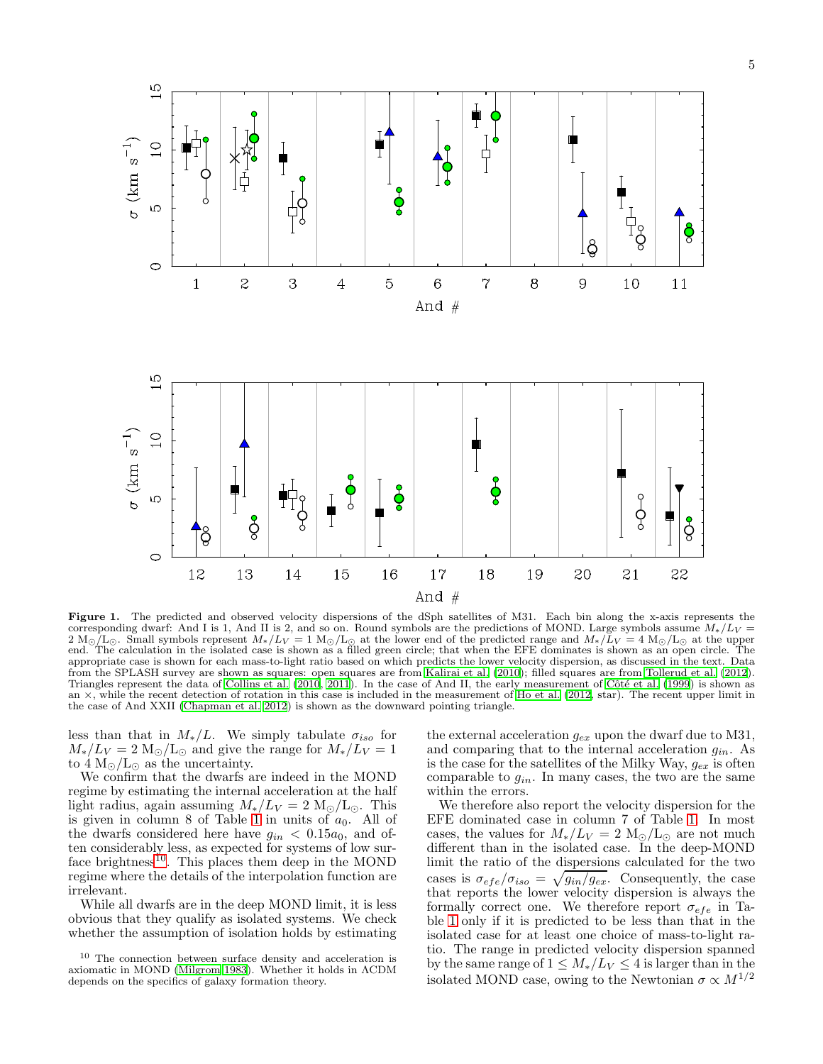**Figure 1.** The predicted and observed velocity dispersions of the dSph satellites of M31. Each bin along the x-axis represents the corresponding dwarf: And I is 1, And II is 2, and so on. Round symbols are the predictions of MOND. Large symbols assume $M_*/L_V = 2\ M_\odot/L_\odot$. Small symbols represent $M_*/L_V = 1\ M_\odot/L_\odot$ at the lower end of the predicted range and $M_*/L_V = 4\ M_\odot/L_\odot$ at the upper end. The calculation in the isolated case is shown as a filled green circle; that when the EFE dominates is shown as an open circle. The appropriate case is shown for each mass-to-light ratio based on which predicts the lower velocity dispersion, as discussed in the text. Data from the SPLASH survey are shown as squares: open squares are from Kalirai et al. (2010); filled squares are from Tollerud et al. (2012). Triangles represent the data of Collins et al. (2010, 2011). In the case of And II, the early measurement of Côté et al. (1999) is shown as an ×, while the recent detection of rotation in this case is included in the measurement of Ho et al. (2012, star). The recent upper limit in the case of And XXII (Chapman et al. 2012) is shown as the downward pointing triangle.

less than that in $M_*/L$. We simply tabulate $\sigma_{iso}$ for $M_*/L_V = 2\ M_\odot/L_\odot$ and give the range for $M_*/L_V = 1$ to $4\ M_\odot/L_\odot$ as the uncertainty.

We confirm that the dwarfs are indeed in the MOND regime by estimating the internal acceleration at the half light radius, again assuming $M_*/L_V = 2\ M_\odot/L_\odot$. This is given in column 8 of Table 1 in units of $a_0$. All of the dwarfs considered here have $g_{in} < 0.15a_0$, and often considerably less, as expected for systems of low surface brightness[10]. This places them deep in the MOND regime where the details of the interpolation function are irrelevant.

While all dwarfs are in the deep MOND limit, it is less obvious that they qualify as isolated systems. We check whether the assumption of isolation holds by estimating the external acceleration $g_{ex}$ upon the dwarf due to M31, and comparing that to the internal acceleration $g_{in}$. As is the case for the satellites of the Milky Way, $g_{ex}$ is often comparable to $g_{in}$. In many cases, the two are the same within the errors.

We therefore also report the velocity dispersion for the EFE dominated case in column 7 of Table 1. In most cases, the values for $M_*/L_V = 2\ M_\odot/L_\odot$ are not much different than in the isolated case. In the deep-MOND limit the ratio of the dispersions calculated for the two cases is $\sigma_{efe}/\sigma_{iso} = \sqrt{g_{in}/g_{ex}}$. Consequently, the case that reports the lower velocity dispersion is always the formally correct one. We therefore report $\sigma_{efe}$ in Table 1 only if it is predicted to be less than that in the isolated case for at least one choice of mass-to-light ratio. The range in predicted velocity dispersion spanned by the same range of $1 \le M_*/L_V \le 4$ is larger than in the isolated MOND case, owing to the Newtonian $\sigma \propto M^{1/2}$

[10] The connection between surface density and acceleration is axiomatic in MOND (Milgrom 1983). Whether it holds in ΛCDM depends on the specifics of galaxy formation theory.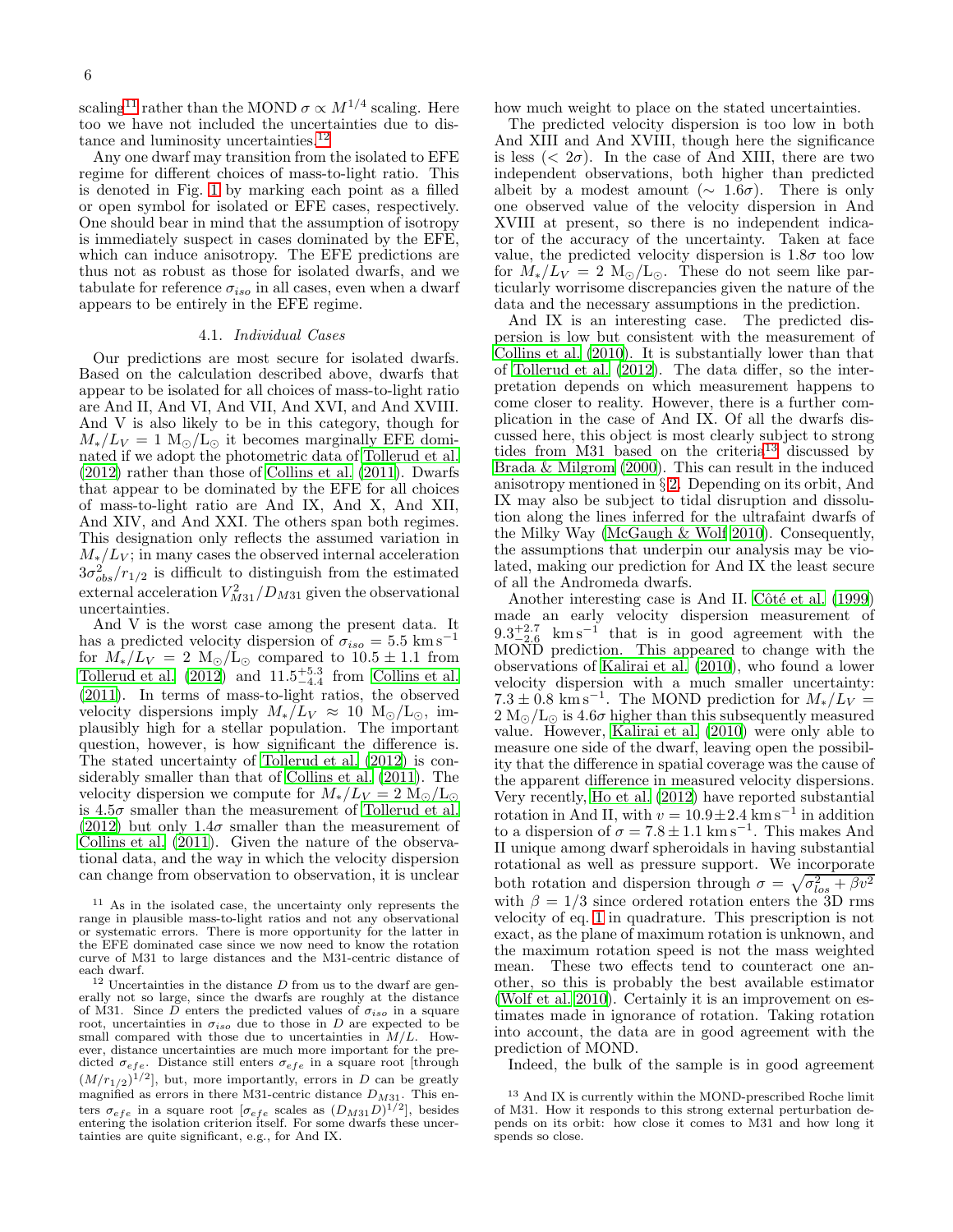scaling[11] rather than the MOND $\sigma \propto M^{1/4}$ scaling. Here too we have not included the uncertainties due to distance and luminosity uncertainties.[12]

Any one dwarf may transition from the isolated to EFE regime for different choices of mass-to-light ratio. This is denoted in Fig. 1 by marking each point as a filled or open symbol for isolated or EFE cases, respectively. One should bear in mind that the assumption of isotropy is immediately suspect in cases dominated by the EFE, which can induce anisotropy. The EFE predictions are thus not as robust as those for isolated dwarfs, and we tabulate for reference $\sigma_{iso}$ in all cases, even when a dwarf appears to be entirely in the EFE regime.

### 4.1. *Individual Cases*

Our predictions are most secure for isolated dwarfs. Based on the calculation described above, dwarfs that appear to be isolated for all choices of mass-to-light ratio are And II, And VI, And VII, And XVI, and And XVIII. And V is also likely to be in this category, though for $M_*/L_V = 1$ M$_\odot$/L$_\odot$ it becomes marginally EFE dominated if we adopt the photometric data of Tollerud et al. (2012) rather than those of Collins et al. (2011). Dwarfs that appear to be dominated by the EFE for all choices of mass-to-light ratio are And IX, And X, And XII, And XIV, and And XXI. The others span both regimes. This designation only reflects the assumed variation in $M_*/L_V$; in many cases the observed internal acceleration $3\sigma_{obs}^2/r_{1/2}$ is difficult to distinguish from the estimated external acceleration $V_{M31}^2/D_{M31}$ given the observational uncertainties.

And V is the worst case among the present data. It has a predicted velocity dispersion of $\sigma_{iso} = 5.5$ km s$^{-1}$ for $M_*/L_V = 2$ M$_\odot$/L$_\odot$ compared to $10.5 \pm 1.1$ from Tollerud et al. (2012) and $11.5^{+5.3}_{-4.4}$ from Collins et al. (2011). In terms of mass-to-light ratios, the observed velocity dispersions imply $M_*/L_V \approx 10$ M$_\odot$/L$_\odot$, implausibly high for a stellar population. The important question, however, is how significant the difference is. The stated uncertainty of Tollerud et al. (2012) is considerably smaller than that of Collins et al. (2011). The velocity dispersion we compute for $M_*/L_V = 2$ M$_\odot$/L$_\odot$ is $4.5\sigma$ smaller than the measurement of Tollerud et al. (2012) but only $1.4\sigma$ smaller than the measurement of Collins et al. (2011). Given the nature of the observational data, and the way in which the velocity dispersion can change from observation to observation, it is unclear how much weight to place on the stated uncertainties.

The predicted velocity dispersion is too low in both And XIII and And XVIII, though here the significance is less ($< 2\sigma$). In the case of And XIII, there are two independent observations, both higher than predicted albeit by a modest amount ($\sim 1.6\sigma$). There is only one observed value of the velocity dispersion in And XVIII at present, so there is no independent indicator of the accuracy of the uncertainty. Taken at face value, the predicted velocity dispersion is $1.8\sigma$ too low for $M_*/L_V = 2$ M$_\odot$/L$_\odot$. These do not seem like particularly worrisome discrepancies given the nature of the data and the necessary assumptions in the prediction.

And IX is an interesting case. The predicted dispersion is low but consistent with the measurement of Collins et al. (2010). It is substantially lower than that of Tollerud et al. (2012). The data differ, so the interpretation depends on which measurement happens to come closer to reality. However, there is a further complication in the case of And IX. Of all the dwarfs discussed here, this object is most clearly subject to strong tides from M31 based on the criteria[13] discussed by Brada & Milgrom (2000). This can result in the induced anisotropy mentioned in § 2. Depending on its orbit, And IX may also be subject to tidal disruption and dissolution along the lines inferred for the ultrafaint dwarfs of the Milky Way (McGaugh & Wolf 2010). Consequently, the assumptions that underpin our analysis may be violated, making our prediction for And IX the least secure of all the Andromeda dwarfs.

Another interesting case is And II. Côté et al. (1999) made an early velocity dispersion measurement of $9.3^{+2.7}_{-2.6}$ km s$^{-1}$ that is in good agreement with the MOND prediction. This appeared to change with the observations of Kalirai et al. (2010), who found a lower velocity dispersion with a much smaller uncertainty: $7.3 \pm 0.8$ km s$^{-1}$. The MOND prediction for $M_*/L_V = 2$ M$_\odot$/L$_\odot$ is $4.6\sigma$ higher than this subsequently measured value. However, Kalirai et al. (2010) were only able to measure one side of the dwarf, leaving open the possibility that the difference in spatial coverage was the cause of the apparent difference in measured velocity dispersions. Very recently, Ho et al. (2012) have reported substantial rotation in And II, with $v = 10.9 \pm 2.4$ km s$^{-1}$ in addition to a dispersion of $\sigma = 7.8 \pm 1.1$ km s$^{-1}$. This makes And II unique among dwarf spheroidals in having substantial rotational as well as pressure support. We incorporate both rotation and dispersion through $\sigma = \sqrt{\sigma_{los}^2 + \beta v^2}$ with $\beta = 1/3$ since ordered rotation enters the 3D rms velocity of eq. 1 in quadrature. This prescription is not exact, as the plane of maximum rotation is unknown, and the maximum rotation speed is not the mass weighted mean. These two effects tend to counteract one another, so this is probably the best available estimator (Wolf et al. 2010). Certainly it is an improvement on estimates made in ignorance of rotation. Taking rotation into account, the data are in good agreement with the prediction of MOND.

Indeed, the bulk of the sample is in good agreement

---

[11] As in the isolated case, the uncertainty only represents the range in plausible mass-to-light ratios and not any observational or systematic errors. There is more opportunity for the latter in the EFE dominated case since we now need to know the rotation curve of M31 to large distances and the M31-centric distance of each dwarf.

[12] Uncertainties in the distance $D$ from us to the dwarf are generally not so large, since the dwarfs are roughly at the distance of M31. Since $D$ enters the predicted values of $\sigma_{iso}$ in a square root, uncertainties in $\sigma_{iso}$ due to those in $D$ are expected to be small compared with those due to uncertainties in $M/L$. However, distance uncertainties are much more important for the predicted $\sigma_{efe}$. Distance still enters $\sigma_{efe}$ in a square root [through $(M/r_{1/2})^{1/2}$], but, more importantly, errors in $D$ can be greatly magnified as errors in there M31-centric distance $D_{M31}$. This enters $\sigma_{efe}$ in a square root [$\sigma_{efe}$ scales as $(D_{M31}D)^{1/2}$], besides entering the isolation criterion itself. For some dwarfs these uncertainties are quite significant, e.g., for And IX.

[13] And IX is currently within the MOND-prescribed Roche limit of M31. How it responds to this strong external perturbation depends on its orbit: how close it comes to M31 and how long it spends so close.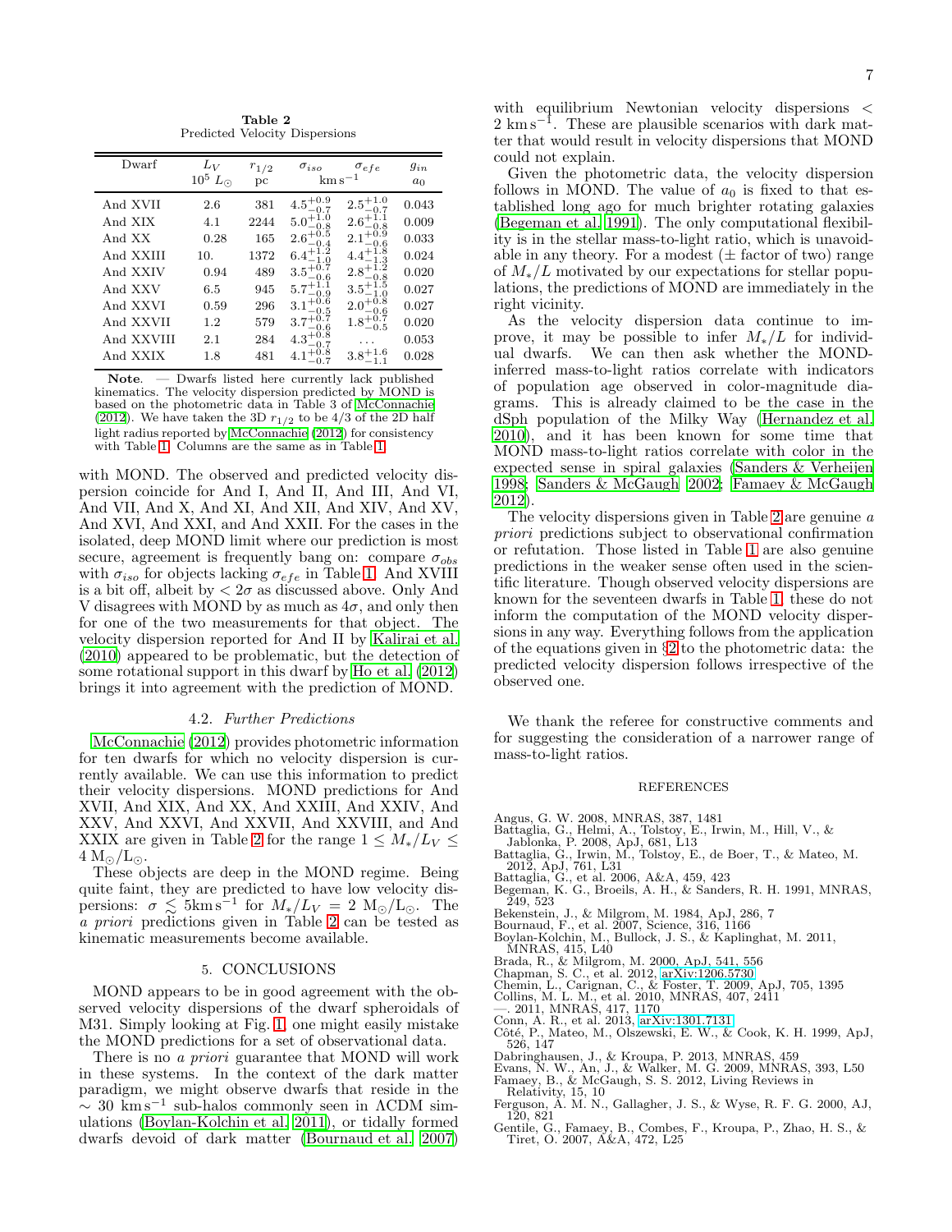**Table 2**
Predicted Velocity Dispersions

| Dwarf | $L_V$ $10^5\ L_\odot$ | $r_{1/2}$ pc | $\sigma_{iso}$ $\mathrm{km\,s^{-1}}$ | $\sigma_{efe}$ $\mathrm{km\,s^{-1}}$ | $g_{in}$ $a_0$ |
|---|---|---|---|---|---|
| And XVII | 2.6 | 381 | $4.5^{+0.9}_{-0.7}$ | $2.5^{+1.0}_{-0.7}$ | 0.043 |
| And XIX | 4.1 | 2244 | $5.0^{+1.0}_{-0.8}$ | $2.6^{+1.1}_{-0.8}$ | 0.009 |
| And XX | 0.28 | 165 | $2.6^{+0.5}_{-0.4}$ | $2.1^{+0.9}_{-0.6}$ | 0.033 |
| And XXIII | 10. | 1372 | $6.4^{+1.2}_{-1.0}$ | $4.4^{+1.8}_{-1.3}$ | 0.024 |
| And XXIV | 0.94 | 489 | $3.5^{+0.7}_{-0.6}$ | $2.8^{+1.2}_{-0.8}$ | 0.020 |
| And XXV | 6.5 | 945 | $5.7^{+1.1}_{-0.9}$ | $3.5^{+1.5}_{-1.0}$ | 0.027 |
| And XXVI | 0.59 | 296 | $3.1^{+0.6}_{-0.5}$ | $2.0^{+0.8}_{-0.6}$ | 0.027 |
| And XXVII | 1.2 | 579 | $3.7^{+0.7}_{-0.6}$ | $1.8^{+0.7}_{-0.5}$ | 0.020 |
| And XXVIII | 2.1 | 284 | $4.3^{+0.8}_{-0.7}$ | ... | 0.053 |
| And XXIX | 1.8 | 481 | $4.1^{+0.8}_{-0.7}$ | $3.8^{+1.6}_{-1.1}$ | 0.028 |

**Note**. — Dwarfs listed here currently lack published kinematics. The velocity dispersion predicted by MOND is based on the photometric data in Table 3 of McConnachie (2012). We have taken the 3D $r_{1/2}$ to be 4/3 of the 2D half light radius reported by McConnachie (2012) for consistency with Table 1. Columns are the same as in Table 1.

with MOND. The observed and predicted velocity dispersion coincide for And I, And II, And III, And VI, And VII, And X, And XI, And XII, And XIV, And XV, And XVI, And XXI, and And XXII. For the cases in the isolated, deep MOND limit where our prediction is most secure, agreement is frequently bang on: compare $\sigma_{obs}$ with $\sigma_{iso}$ for objects lacking $\sigma_{efe}$ in Table 1. And XVIII is a bit off, albeit by $< 2\sigma$ as discussed above. Only And V disagrees with MOND by as much as $4\sigma$, and only then for one of the two measurements for that object. The velocity dispersion reported for And II by Kalirai et al. (2010) appeared to be problematic, but the detection of some rotational support in this dwarf by Ho et al. (2012) brings it into agreement with the prediction of MOND.

### 4.2. *Further Predictions*

McConnachie (2012) provides photometric information for ten dwarfs for which no velocity dispersion is currently available. We can use this information to predict their velocity dispersions. MOND predictions for And XVII, And XIX, And XX, And XXIII, And XXIV, And XXV, And XXVI, And XXVII, And XXVIII, and And XXIX are given in Table 2 for the range $1 \leq M_*/L_V \leq 4\ \mathrm{M_\odot/L_\odot}$.

These objects are deep in the MOND regime. Being quite faint, they are predicted to have low velocity dispersions: $\sigma \lesssim 5\mathrm{km\,s^{-1}}$ for $M_*/L_V = 2\ \mathrm{M_\odot/L_\odot}$. The *a priori* predictions given in Table 2 can be tested as kinematic measurements become available.

## 5. CONCLUSIONS

MOND appears to be in good agreement with the observed velocity dispersions of the dwarf spheroidals of M31. Simply looking at Fig. 1, one might easily mistake the MOND predictions for a set of observational data.

There is no *a priori* guarantee that MOND will work in these systems. In the context of the dark matter paradigm, we might observe dwarfs that reside in the $\sim 30\ \mathrm{km\,s^{-1}}$ sub-halos commonly seen in ΛCDM simulations (Boylan-Kolchin et al. 2011), or tidally formed dwarfs devoid of dark matter (Bournaud et al. 2007) with equilibrium Newtonian velocity dispersions $< 2\ \mathrm{km\,s^{-1}}$. These are plausible scenarios with dark matter that would result in velocity dispersions that MOND could not explain.

Given the photometric data, the velocity dispersion follows in MOND. The value of $a_0$ is fixed to that established long ago for much brighter rotating galaxies (Begeman et al. 1991). The only computational flexibility is in the stellar mass-to-light ratio, which is unavoidable in any theory. For a modest ($\pm$ factor of two) range of $M_*/L$ motivated by our expectations for stellar populations, the predictions of MOND are immediately in the right vicinity.

As the velocity dispersion data continue to improve, it may be possible to infer $M_*/L$ for individual dwarfs. We can then ask whether the MOND-inferred mass-to-light ratios correlate with indicators of population age observed in color-magnitude diagrams. This is already claimed to be the case in the dSph population of the Milky Way (Hernandez et al. 2010), and it has been known for some time that MOND mass-to-light ratios correlate with color in the expected sense in spiral galaxies (Sanders & Verheijen 1998; Sanders & McGaugh 2002; Famaey & McGaugh 2012).

The velocity dispersions given in Table 2 are genuine *a priori* predictions subject to observational confirmation or refutation. Those listed in Table 1 are also genuine predictions in the weaker sense often used in the scientific literature. Though observed velocity dispersions are known for the seventeen dwarfs in Table 1, these do not inform the computation of the MOND velocity dispersions in any way. Everything follows from the application of the equations given in §2 to the photometric data: the predicted velocity dispersion follows irrespective of the observed one.

We thank the referee for constructive comments and for suggesting the consideration of a narrower range of mass-to-light ratios.

## REFERENCES

Angus, G. W. 2008, MNRAS, 387, 1481
Battaglia, G., Helmi, A., Tolstoy, E., Irwin, M., Hill, V., & Jablonka, P. 2008, ApJ, 681, L13
Battaglia, G., Irwin, M., Tolstoy, E., de Boer, T., & Mateo, M. 2012, ApJ, 761, L31
Battaglia, G., et al. 2006, A&A, 459, 423
Begeman, K. G., Broeils, A. H., & Sanders, R. H. 1991, MNRAS, 249, 523
Bekenstein, J., & Milgrom, M. 1984, ApJ, 286, 7
Bournaud, F., et al. 2007, Science, 316, 1166
Boylan-Kolchin, M., Bullock, J. S., & Kaplinghat, M. 2011, MNRAS, 415, L40
Brada, R., & Milgrom, M. 2000, ApJ, 541, 556
Chapman, S. C., et al. 2012, arXiv:1206.5730
Chemin, L., Carignan, C., & Foster, T. 2009, ApJ, 705, 1395
Collins, M. L. M., et al. 2010, MNRAS, 407, 2411
—. 2011, MNRAS, 417, 1170
Conn, A. R., et al. 2013, arXiv:1301.7131
Côté, P., Mateo, M., Olszewski, E. W., & Cook, K. H. 1999, ApJ, 526, 147
Dabringhausen, J., & Kroupa, P. 2013, MNRAS, 459
Evans, N. W., An, J., & Walker, M. G. 2009, MNRAS, 393, L50
Famaey, B., & McGaugh, S. S. 2012, Living Reviews in Relativity, 15, 10
Ferguson, A. M. N., Gallagher, J. S., & Wyse, R. F. G. 2000, AJ, 120, 821
Gentile, G., Famaey, B., Combes, F., Kroupa, P., Zhao, H. S., & Tiret, O. 2007, A&A, 472, L25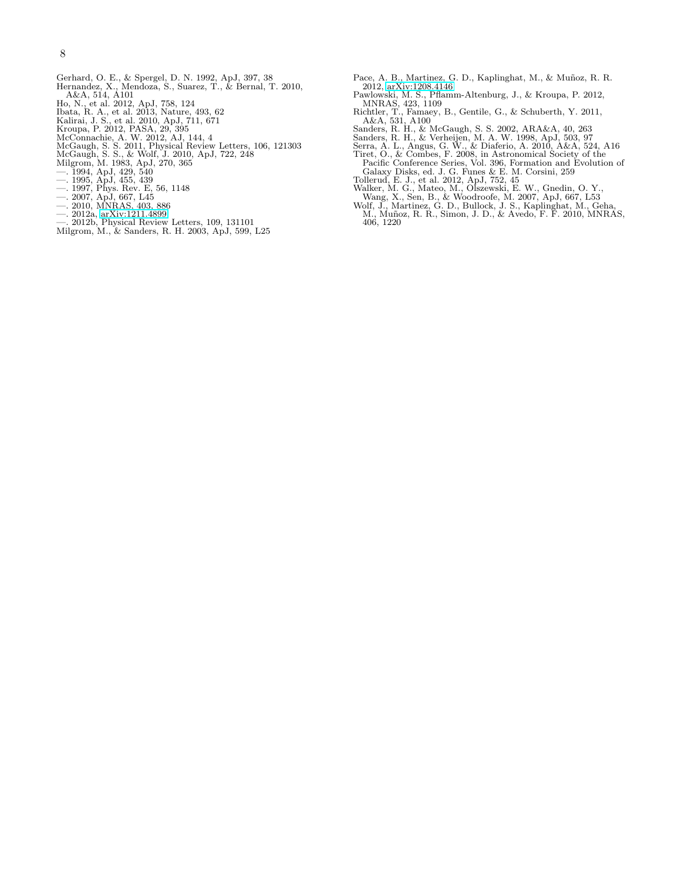Gerhard, O. E., & Spergel, D. N. 1992, ApJ, 397, 38
Hernandez, X., Mendoza, S., Suarez, T., & Bernal, T. 2010, A&A, 514, A101
Ho, N., et al. 2012, ApJ, 758, 124
Ibata, R. A., et al. 2013, Nature, 493, 62
Kalirai, J. S., et al. 2010, ApJ, 711, 671
Kroupa, P. 2012, PASA, 29, 395
McConnachie, A. W. 2012, AJ, 144, 4
McGaugh, S. S. 2011, Physical Review Letters, 106, 121303
McGaugh, S. S., & Wolf, J. 2010, ApJ, 722, 248
Milgrom, M. 1983, ApJ, 270, 365
—. 1994, ApJ, 429, 540
—. 1995, ApJ, 455, 439
—. 1997, Phys. Rev. E, 56, 1148
—. 2007, ApJ, 667, L45
—. 2010, MNRAS, 403, 886
—. 2012a, arXiv:1211.4899
—. 2012b, Physical Review Letters, 109, 131101
Milgrom, M., & Sanders, R. H. 2003, ApJ, 599, L25
Pace, A. B., Martinez, G. D., Kaplinghat, M., & Muñoz, R. R. 2012, arXiv:1208.4146
Pawlowski, M. S., Pflamm-Altenburg, J., & Kroupa, P. 2012, MNRAS, 423, 1109
Richtler, T., Famaey, B., Gentile, G., & Schuberth, Y. 2011, A&A, 531, A100
Sanders, R. H., & McGaugh, S. S. 2002, ARA&A, 40, 263
Sanders, R. H., & Verheijen, M. A. W. 1998, ApJ, 503, 97
Serra, A. L., Angus, G. W., & Diaferio, A. 2010, A&A, 524, A16
Tiret, O., & Combes, F. 2008, in Astronomical Society of the Pacific Conference Series, Vol. 396, Formation and Evolution of Galaxy Disks, ed. J. G. Funes & E. M. Corsini, 259
Tollerud, E. J., et al. 2012, ApJ, 752, 45
Walker, M. G., Mateo, M., Olszewski, E. W., Gnedin, O. Y., Wang, X., Sen, B., & Woodroofe, M. 2007, ApJ, 667, L53
Wolf, J., Martinez, G. D., Bullock, J. S., Kaplinghat, M., Geha, M., Muñoz, R. R., Simon, J. D., & Avedo, F. F. 2010, MNRAS, 406, 1220